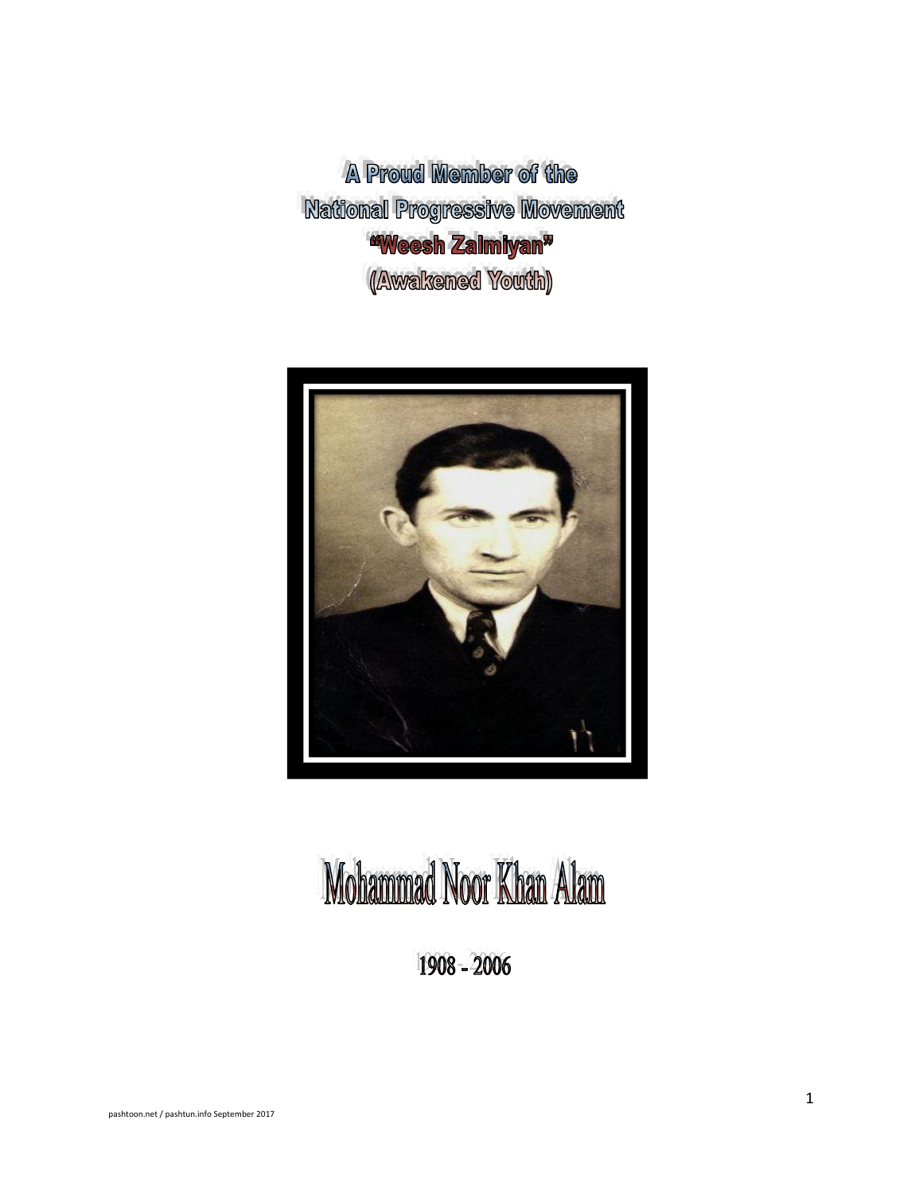# A Proud Member of the National Progressive Movement "Weesh Zalmiyan" (Awakened Youth)

# Mohammad Noor Khan Alam

## 1908 - 2006

pashtoon.net / pashtun.info September 2017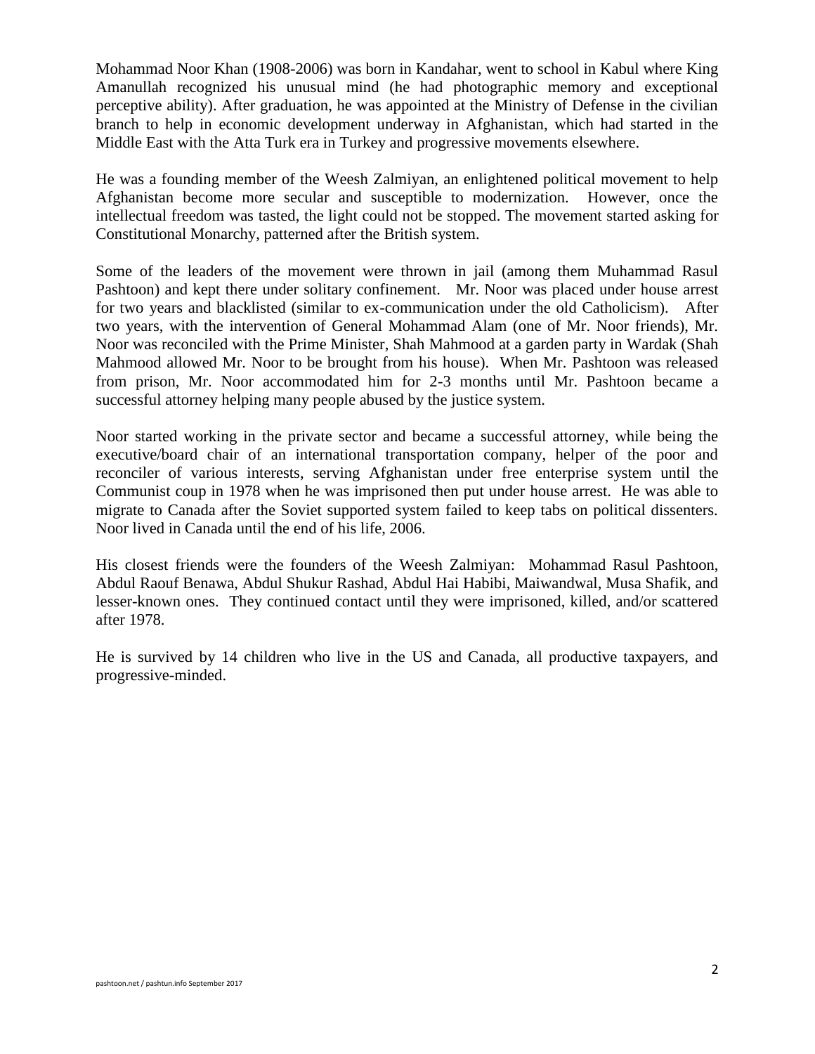Mohammad Noor Khan (1908-2006) was born in Kandahar, went to school in Kabul where King Amanullah recognized his unusual mind (he had photographic memory and exceptional perceptive ability). After graduation, he was appointed at the Ministry of Defense in the civilian branch to help in economic development underway in Afghanistan, which had started in the Middle East with the Atta Turk era in Turkey and progressive movements elsewhere.

He was a founding member of the Weesh Zalmiyan, an enlightened political movement to help Afghanistan become more secular and susceptible to modernization. However, once the intellectual freedom was tasted, the light could not be stopped. The movement started asking for Constitutional Monarchy, patterned after the British system.

Some of the leaders of the movement were thrown in jail (among them Muhammad Rasul Pashtoon) and kept there under solitary confinement. Mr. Noor was placed under house arrest for two years and blacklisted (similar to ex-communication under the old Catholicism). After two years, with the intervention of General Mohammad Alam (one of Mr. Noor friends), Mr. Noor was reconciled with the Prime Minister, Shah Mahmood at a garden party in Wardak (Shah Mahmood allowed Mr. Noor to be brought from his house). When Mr. Pashtoon was released from prison, Mr. Noor accommodated him for 2-3 months until Mr. Pashtoon became a successful attorney helping many people abused by the justice system.

Noor started working in the private sector and became a successful attorney, while being the executive/board chair of an international transportation company, helper of the poor and reconciler of various interests, serving Afghanistan under free enterprise system until the Communist coup in 1978 when he was imprisoned then put under house arrest. He was able to migrate to Canada after the Soviet supported system failed to keep tabs on political dissenters. Noor lived in Canada until the end of his life, 2006.

His closest friends were the founders of the Weesh Zalmiyan: Mohammad Rasul Pashtoon, Abdul Raouf Benawa, Abdul Shukur Rashad, Abdul Hai Habibi, Maiwandwal, Musa Shafik, and lesser-known ones. They continued contact until they were imprisoned, killed, and/or scattered after 1978.

He is survived by 14 children who live in the US and Canada, all productive taxpayers, and progressive-minded.